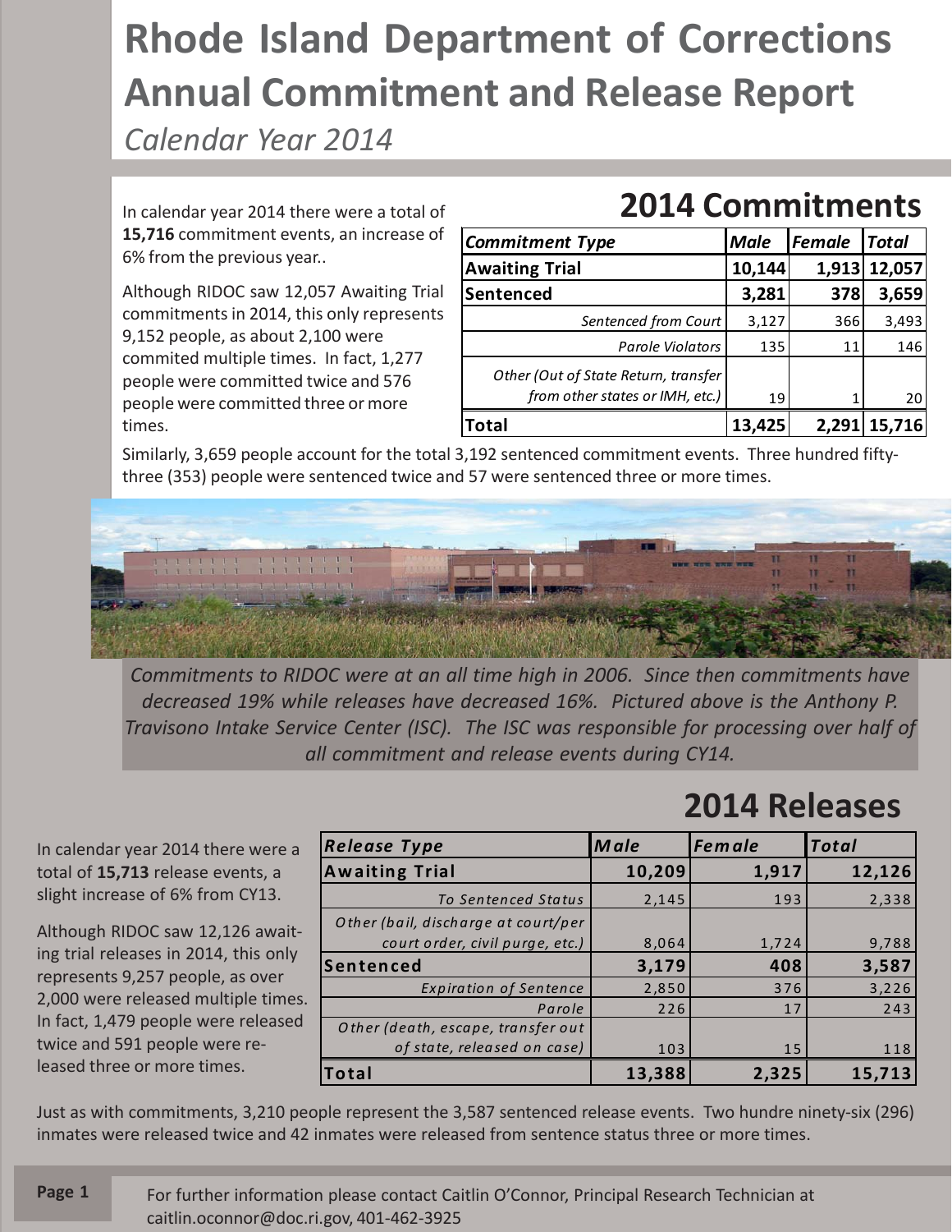# Rhode Island Department of Corrections Annual Commitment and Release Report

*Calendar Year 2014*

In calendar year 2014 there were a total of **15,716** commitment events, an increase of 6% from the previous year..

Although RIDOC saw 12,057 Awaiting Trial commitments in 2014, this only represents 9,152 people, as about 2,100 were commited multiple times. In fact, 1,277 people were committed twice and 576 people were committed three or more times.

## 2014 Commitments

| *Commitment Type* | *Male* | *Female* | *Total* |
|---|---|---|---|
| **Awaiting Trial** | **10,144** | **1,913** | **12,057** |
| **Sentenced** | **3,281** | **378** | **3,659** |
| *Sentenced from Court* | 3,127 | 366 | 3,493 |
| *Parole Violators* | 135 | 11 | 146 |
| *Other (Out of State Return, transfer from other states or IMH, etc.)* | 19 | 1 | 20 |
| **Total** | **13,425** | **2,291** | **15,716** |

Similarly, 3,659 people account for the total 3,192 sentenced commitment events. Three hundred fifty-three (353) people were sentenced twice and 57 were sentenced three or more times.

*Commitments to RIDOC were at an all time high in 2006. Since then commitments have decreased 19% while releases have decreased 16%. Pictured above is the Anthony P. Travisono Intake Service Center (ISC). The ISC was responsible for processing over half of all commitment and release events during CY14.*

## 2014 Releases

In calendar year 2014 there were a total of **15,713** release events, a slight increase of 6% from CY13.

Although RIDOC saw 12,126 awaiting trial releases in 2014, this only represents 9,257 people, as over 2,000 were released multiple times. In fact, 1,479 people were released twice and 591 people were released three or more times.

| *Release Type* | *Male* | *Female* | *Total* |
|---|---|---|---|
| **Awaiting Trial** | **10,209** | **1,917** | **12,126** |
| *To Sentenced Status* | 2,145 | 193 | 2,338 |
| *Other (bail, discharge at court/per court order, civil purge, etc.)* | 8,064 | 1,724 | 9,788 |
| **Sentenced** | **3,179** | **408** | **3,587** |
| *Expiration of Sentence* | 2,850 | 376 | 3,226 |
| *Parole* | 226 | 17 | 243 |
| *Other (death, escape, transfer out of state, released on case)* | 103 | 15 | 118 |
| **Total** | **13,388** | **2,325** | **15,713** |

Just as with commitments, 3,210 people represent the 3,587 sentenced release events. Two hundre ninety-six (296) inmates were released twice and 42 inmates were released from sentence status three or more times.

For further information please contact Caitlin O'Connor, Principal Research Technician at caitlin.oconnor@doc.ri.gov, 401-462-3925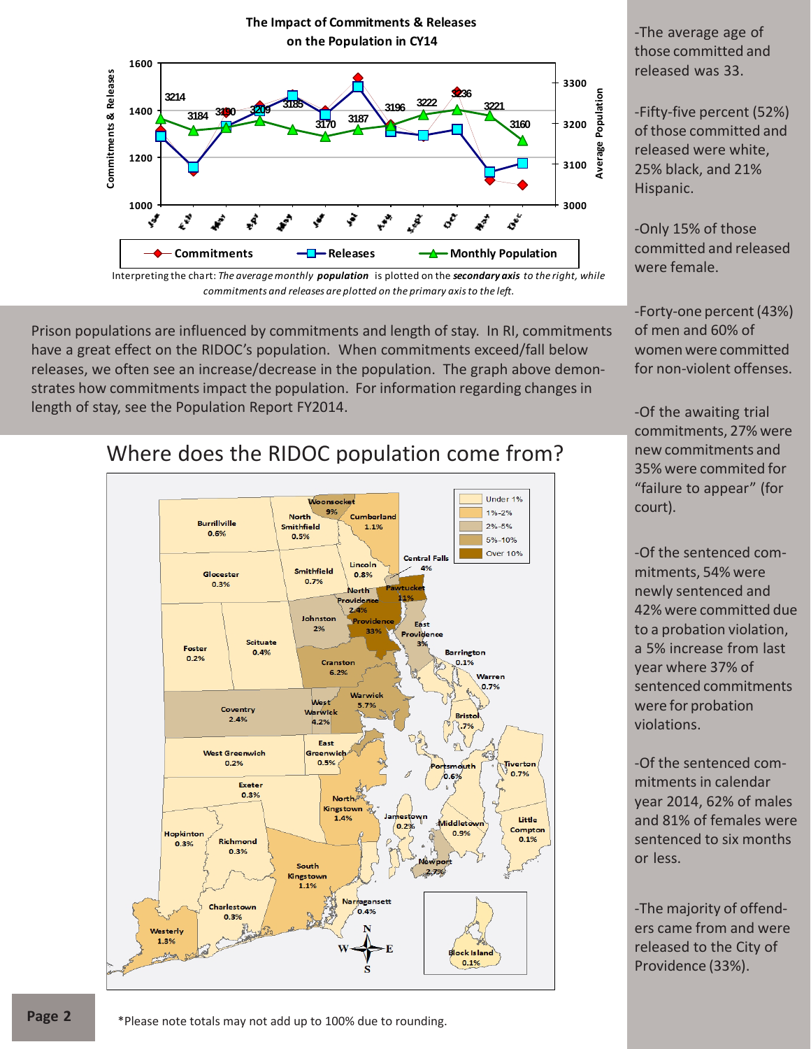**The Impact of Commitments & Releases on the Population in CY14**

Commitments & Releases

1600
1400
1200
1000

Average Population

3300
3200
3100
3000

3214
3184
3190
3209
3185
3170
3187
3196
3222
3236
3221
3160

Jan Feb Mar Apr May Jun Jul Aug Sept Oct Nov Dec

Commitments — Releases — Monthly Population

Interpreting the chart: *The average monthly* ***population*** is plotted on the ***secondary axis*** *to the right, while commitments and releases are plotted on the primary axis to the left.*

Prison populations are influenced by commitments and length of stay. In RI, commitments have a great effect on the RIDOC's population. When commitments exceed/fall below releases, we often see an increase/decrease in the population. The graph above demonstrates how commitments impact the population. For information regarding changes in length of stay, see the Population Report FY2014.

## Where does the RIDOC population come from?

Under 1%
1%-2%
2%-5%
5%-10%
Over 10%

Woonsocket 9%
Burrillville 0.6%
North Smithfield 0.5%
Cumberland 1.1%
Glocester 0.3%
Smithfield 0.7%
Lincoln 0.8%
Central Falls 4%
North Providence 2.4%
Pawtucket 11%
Johnston 2%
Providence 33%
East Providence 3%
Foster 0.2%
Scituate 0.4%
Cranston 6.2%
Barrington 0.1%
Warren 0.7%
Warwick 5.7%
Coventry 2.4%
West Warwick 4.2%
Bristol .7%
West Greenwich 0.2%
East Greenwich 0.5%
Portsmouth 0.6%
Tiverton 0.7%
Exeter 0.3%
North Kingstown 1.4%
Jamestown 0.2%
Middletown 0.9%
Little Compton 0.1%
Hopkinton 0.3%
Richmond 0.3%
Newport 2.7%
South Kingstown 1.1%
Narragansett 0.4%
Charlestown 0.3%
Westerly 1.3%
Block Island 0.1%

N W E S

-The average age of those committed and released was 33.

-Fifty-five percent (52%) of those committed and released were white, 25% black, and 21% Hispanic.

-Only 15% of those committed and released were female.

-Forty-one percent (43%) of men and 60% of women were committed for non-violent offenses.

-Of the awaiting trial commitments, 27% were new commitments and 35% were commited for "failure to appear" (for court).

-Of the sentenced commitments, 54% were newly sentenced and 42% were committed due to a probation violation, a 5% increase from last year where 37% of sentenced commitments were for probation violations.

-Of the sentenced commitments in calendar year 2014, 62% of males and 81% of females were sentenced to six months or less.

-The majority of offenders came from and were released to the City of Providence (33%).

*Please note totals may not add up to 100% due to rounding.